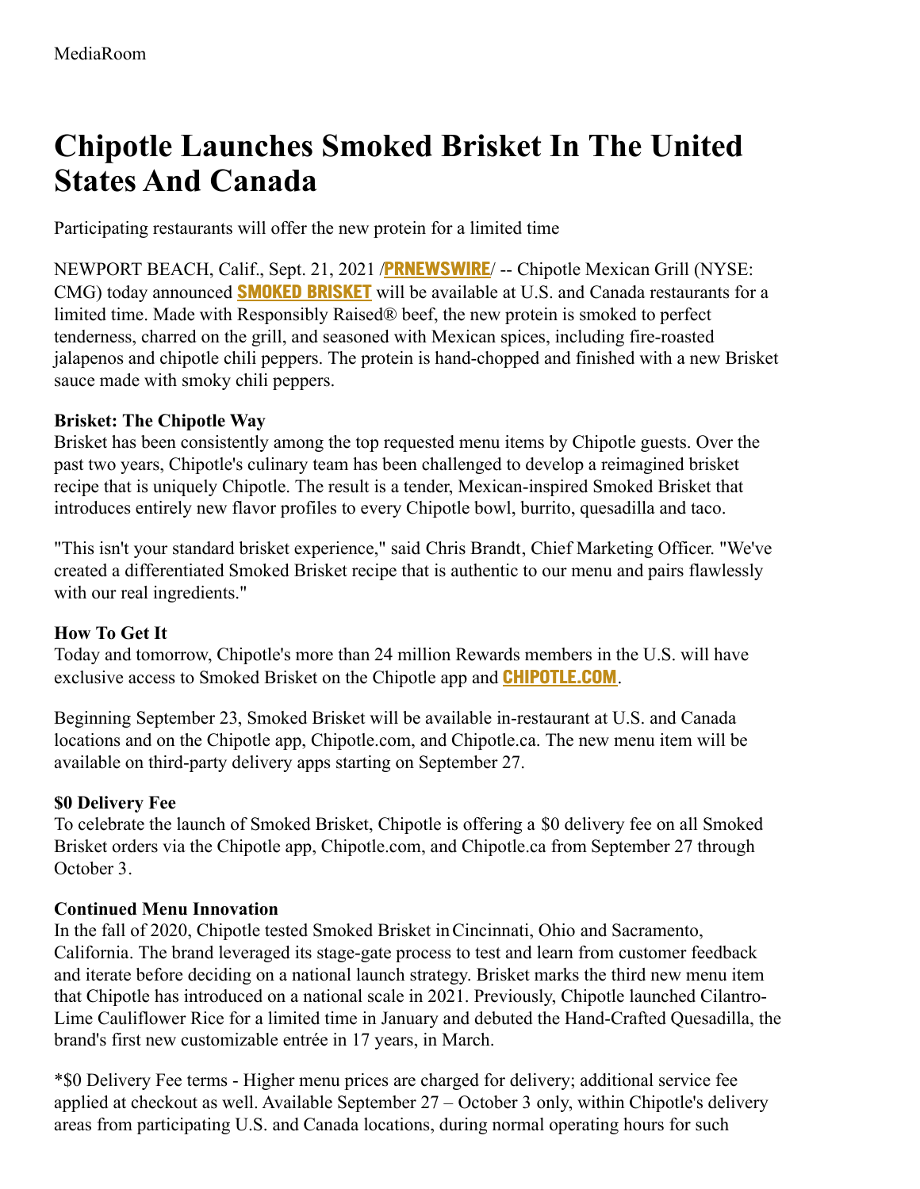MediaRoom

# Chipotle Launches Smoked Brisket In The United States And Canada

Participating restaurants will offer the new protein for a limited time

NEWPORT BEACH, Calif., Sept. 21, 2021 /**PRNEWSWIRE**/ -- Chipotle Mexican Grill (NYSE: CMG) today announced **SMOKED BRISKET** will be available at U.S. and Canada restaurants for a limited time. Made with Responsibly Raised® beef, the new protein is smoked to perfect tenderness, charred on the grill, and seasoned with Mexican spices, including fire-roasted jalapenos and chipotle chili peppers. The protein is hand-chopped and finished with a new Brisket sauce made with smoky chili peppers.

**Brisket: The Chipotle Way**

Brisket has been consistently among the top requested menu items by Chipotle guests. Over the past two years, Chipotle's culinary team has been challenged to develop a reimagined brisket recipe that is uniquely Chipotle. The result is a tender, Mexican-inspired Smoked Brisket that introduces entirely new flavor profiles to every Chipotle bowl, burrito, quesadilla and taco.

"This isn't your standard brisket experience," said Chris Brandt, Chief Marketing Officer. "We've created a differentiated Smoked Brisket recipe that is authentic to our menu and pairs flawlessly with our real ingredients."

**How To Get It**

Today and tomorrow, Chipotle's more than 24 million Rewards members in the U.S. will have exclusive access to Smoked Brisket on the Chipotle app and **CHIPOTLE.COM**.

Beginning September 23, Smoked Brisket will be available in-restaurant at U.S. and Canada locations and on the Chipotle app, Chipotle.com, and Chipotle.ca. The new menu item will be available on third-party delivery apps starting on September 27.

**$0 Delivery Fee**

To celebrate the launch of Smoked Brisket, Chipotle is offering a $0 delivery fee on all Smoked Brisket orders via the Chipotle app, Chipotle.com, and Chipotle.ca from September 27 through October 3.

**Continued Menu Innovation**

In the fall of 2020, Chipotle tested Smoked Brisket in Cincinnati, Ohio and Sacramento, California. The brand leveraged its stage-gate process to test and learn from customer feedback and iterate before deciding on a national launch strategy. Brisket marks the third new menu item that Chipotle has introduced on a national scale in 2021. Previously, Chipotle launched Cilantro-Lime Cauliflower Rice for a limited time in January and debuted the Hand-Crafted Quesadilla, the brand's first new customizable entrée in 17 years, in March.

*$0 Delivery Fee terms - Higher menu prices are charged for delivery; additional service fee applied at checkout as well. Available September 27 – October 3 only, within Chipotle's delivery areas from participating U.S. and Canada locations, during normal operating hours for such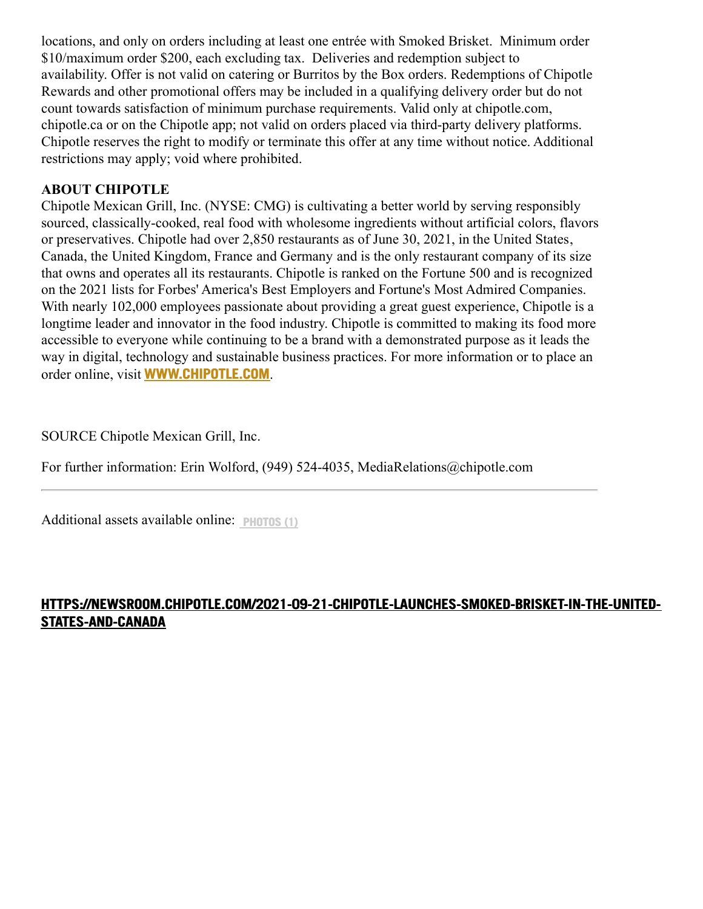locations, and only on orders including at least one entrée with Smoked Brisket.  Minimum order $10/maximum order $200, each excluding tax.  Deliveries and redemption subject to availability. Offer is not valid on catering or Burritos by the Box orders. Redemptions of Chipotle Rewards and other promotional offers may be included in a qualifying delivery order but do not count towards satisfaction of minimum purchase requirements. Valid only at chipotle.com, chipotle.ca or on the Chipotle app; not valid on orders placed via third-party delivery platforms. Chipotle reserves the right to modify or terminate this offer at any time without notice. Additional restrictions may apply; void where prohibited.

**ABOUT CHIPOTLE**
Chipotle Mexican Grill, Inc. (NYSE: CMG) is cultivating a better world by serving responsibly sourced, classically-cooked, real food with wholesome ingredients without artificial colors, flavors or preservatives. Chipotle had over 2,850 restaurants as of June 30, 2021, in the United States, Canada, the United Kingdom, France and Germany and is the only restaurant company of its size that owns and operates all its restaurants. Chipotle is ranked on the Fortune 500 and is recognized on the 2021 lists for Forbes' America's Best Employers and Fortune's Most Admired Companies. With nearly 102,000 employees passionate about providing a great guest experience, Chipotle is a longtime leader and innovator in the food industry. Chipotle is committed to making its food more accessible to everyone while continuing to be a brand with a demonstrated purpose as it leads the way in digital, technology and sustainable business practices. For more information or to place an order online, visit **WWW.CHIPOTLE.COM**.

SOURCE Chipotle Mexican Grill, Inc.

For further information: Erin Wolford, (949) 524-4035, MediaRelations@chipotle.com

---

Additional assets available online: PHOTOS (1)

**HTTPS://NEWSROOM.CHIPOTLE.COM/2021-09-21-CHIPOTLE-LAUNCHES-SMOKED-BRISKET-IN-THE-UNITED-STATES-AND-CANADA**